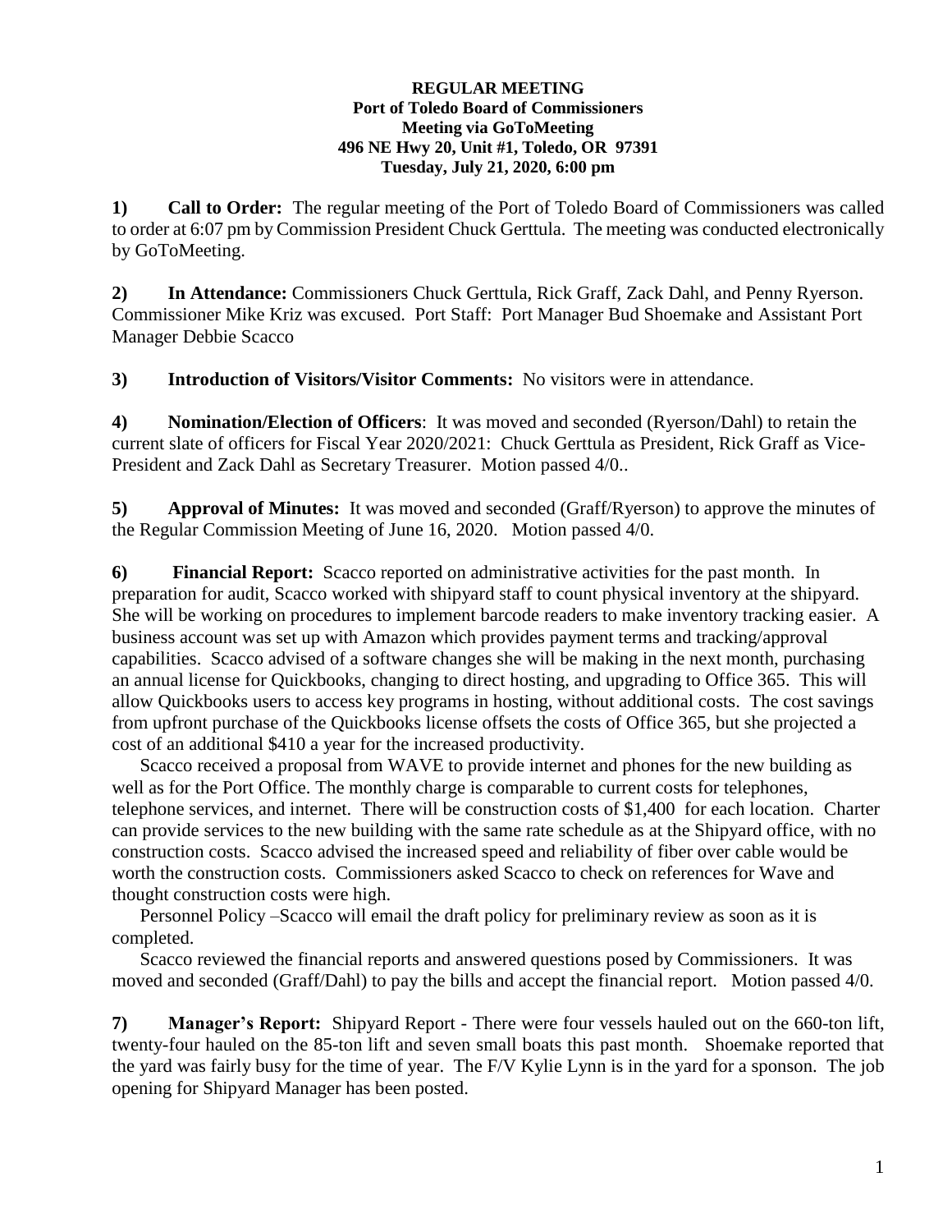**REGULAR MEETING**
**Port of Toledo Board of Commissioners**
**Meeting via GoToMeeting**
**496 NE Hwy 20, Unit #1, Toledo, OR 97391**
**Tuesday, July 21, 2020, 6:00 pm**

**1) Call to Order:** The regular meeting of the Port of Toledo Board of Commissioners was called to order at 6:07 pm by Commission President Chuck Gerttula. The meeting was conducted electronically by GoToMeeting.

**2) In Attendance:** Commissioners Chuck Gerttula, Rick Graff, Zack Dahl, and Penny Ryerson. Commissioner Mike Kriz was excused. Port Staff: Port Manager Bud Shoemake and Assistant Port Manager Debbie Scacco

**3) Introduction of Visitors/Visitor Comments:** No visitors were in attendance.

**4) Nomination/Election of Officers**: It was moved and seconded (Ryerson/Dahl) to retain the current slate of officers for Fiscal Year 2020/2021: Chuck Gerttula as President, Rick Graff as Vice-President and Zack Dahl as Secretary Treasurer. Motion passed 4/0..

**5) Approval of Minutes:** It was moved and seconded (Graff/Ryerson) to approve the minutes of the Regular Commission Meeting of June 16, 2020. Motion passed 4/0.

**6) Financial Report:** Scacco reported on administrative activities for the past month. In preparation for audit, Scacco worked with shipyard staff to count physical inventory at the shipyard. She will be working on procedures to implement barcode readers to make inventory tracking easier. A business account was set up with Amazon which provides payment terms and tracking/approval capabilities. Scacco advised of a software changes she will be making in the next month, purchasing an annual license for Quickbooks, changing to direct hosting, and upgrading to Office 365. This will allow Quickbooks users to access key programs in hosting, without additional costs. The cost savings from upfront purchase of the Quickbooks license offsets the costs of Office 365, but she projected a cost of an additional $410 a year for the increased productivity.

Scacco received a proposal from WAVE to provide internet and phones for the new building as well as for the Port Office. The monthly charge is comparable to current costs for telephones, telephone services, and internet. There will be construction costs of $1,400 for each location. Charter can provide services to the new building with the same rate schedule as at the Shipyard office, with no construction costs. Scacco advised the increased speed and reliability of fiber over cable would be worth the construction costs. Commissioners asked Scacco to check on references for Wave and thought construction costs were high.

Personnel Policy –Scacco will email the draft policy for preliminary review as soon as it is completed.

Scacco reviewed the financial reports and answered questions posed by Commissioners. It was moved and seconded (Graff/Dahl) to pay the bills and accept the financial report. Motion passed 4/0.

**7) Manager's Report:** Shipyard Report - There were four vessels hauled out on the 660-ton lift, twenty-four hauled on the 85-ton lift and seven small boats this past month. Shoemake reported that the yard was fairly busy for the time of year. The F/V Kylie Lynn is in the yard for a sponson. The job opening for Shipyard Manager has been posted.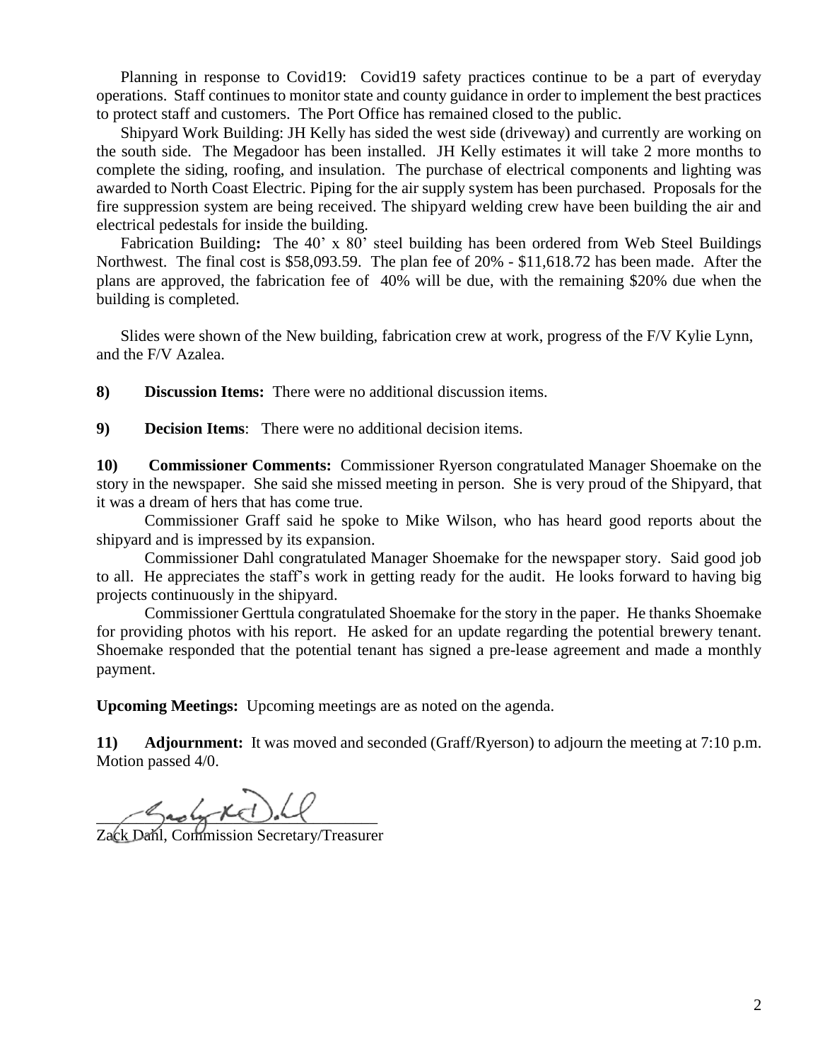Planning in response to Covid19: Covid19 safety practices continue to be a part of everyday operations. Staff continues to monitor state and county guidance in order to implement the best practices to protect staff and customers. The Port Office has remained closed to the public.

Shipyard Work Building: JH Kelly has sided the west side (driveway) and currently are working on the south side. The Megadoor has been installed. JH Kelly estimates it will take 2 more months to complete the siding, roofing, and insulation. The purchase of electrical components and lighting was awarded to North Coast Electric. Piping for the air supply system has been purchased. Proposals for the fire suppression system are being received. The shipyard welding crew have been building the air and electrical pedestals for inside the building.

Fabrication Building**:** The 40' x 80' steel building has been ordered from Web Steel Buildings Northwest. The final cost is $58,093.59. The plan fee of 20% - $11,618.72 has been made. After the plans are approved, the fabrication fee of 40% will be due, with the remaining $20% due when the building is completed.

Slides were shown of the New building, fabrication crew at work, progress of the F/V Kylie Lynn, and the F/V Azalea.

**8) Discussion Items:** There were no additional discussion items.

**9) Decision Items**: There were no additional decision items.

**10) Commissioner Comments:** Commissioner Ryerson congratulated Manager Shoemake on the story in the newspaper. She said she missed meeting in person. She is very proud of the Shipyard, that it was a dream of hers that has come true.

Commissioner Graff said he spoke to Mike Wilson, who has heard good reports about the shipyard and is impressed by its expansion.

Commissioner Dahl congratulated Manager Shoemake for the newspaper story. Said good job to all. He appreciates the staff's work in getting ready for the audit. He looks forward to having big projects continuously in the shipyard.

Commissioner Gerttula congratulated Shoemake for the story in the paper. He thanks Shoemake for providing photos with his report. He asked for an update regarding the potential brewery tenant. Shoemake responded that the potential tenant has signed a pre-lease agreement and made a monthly payment.

**Upcoming Meetings:** Upcoming meetings are as noted on the agenda.

**11) Adjournment:** It was moved and seconded (Graff/Ryerson) to adjourn the meeting at 7:10 p.m. Motion passed 4/0.

\_\_\_\_\_\_\_\_\_\_\_\_\_\_\_\_\_\_\_\_\_\_\_\_\_\_\_\_\_\_\_\_\_\_

Zack Dahl, Commission Secretary/Treasurer